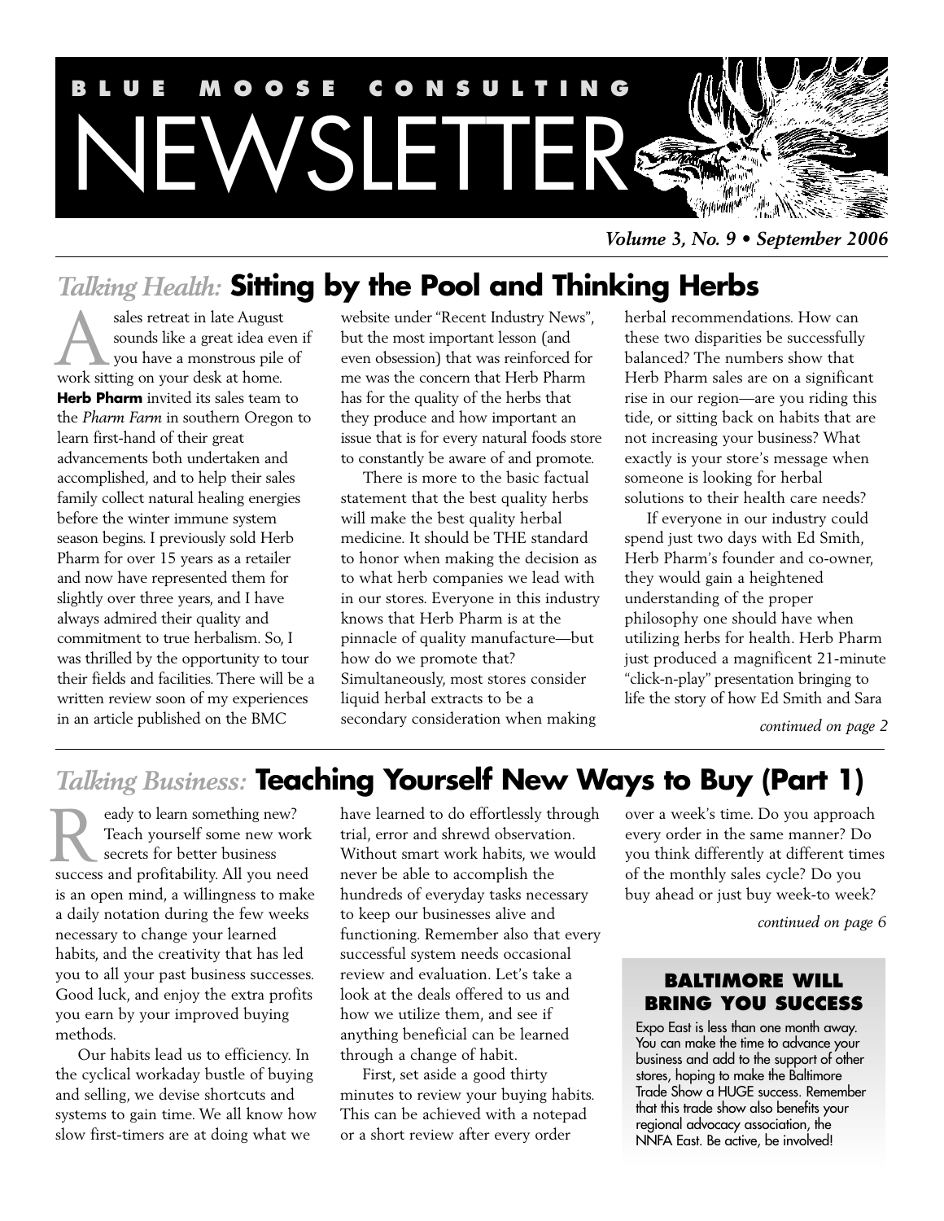# BLUE MOOSE CONSULTING NEWSLETTER

*Volume 3, No. 9 • September 2006*

## *Talking Health:* Sitting by the Pool and Thinking Herbs

A sales retreat in late August sounds like a great idea even if you have a monstrous pile of work sitting on your desk at home. **Herb Pharm** invited its sales team to the *Pharm Farm* in southern Oregon to learn first-hand of their great advancements both undertaken and accomplished, and to help their sales family collect natural healing energies before the winter immune system season begins. I previously sold Herb Pharm for over 15 years as a retailer and now have represented them for slightly over three years, and I have always admired their quality and commitment to true herbalism. So, I was thrilled by the opportunity to tour their fields and facilities. There will be a written review soon of my experiences in an article published on the BMC website under "Recent Industry News", but the most important lesson (and even obsession) that was reinforced for me was the concern that Herb Pharm has for the quality of the herbs that they produce and how important an issue that is for every natural foods store to constantly be aware of and promote.

There is more to the basic factual statement that the best quality herbs will make the best quality herbal medicine. It should be THE standard to honor when making the decision as to what herb companies we lead with in our stores. Everyone in this industry knows that Herb Pharm is at the pinnacle of quality manufacture—but how do we promote that? Simultaneously, most stores consider liquid herbal extracts to be a secondary consideration when making herbal recommendations. How can these two disparities be successfully balanced? The numbers show that Herb Pharm sales are on a significant rise in our region—are you riding this tide, or sitting back on habits that are not increasing your business? What exactly is your store's message when someone is looking for herbal solutions to their health care needs?

If everyone in our industry could spend just two days with Ed Smith, Herb Pharm's founder and co-owner, they would gain a heightened understanding of the proper philosophy one should have when utilizing herbs for health. Herb Pharm just produced a magnificent 21-minute "click-n-play" presentation bringing to life the story of how Ed Smith and Sara

*continued on page 2*

## *Talking Business:* Teaching Yourself New Ways to Buy (Part 1)

Ready to learn something new? Teach yourself some new work secrets for better business success and profitability. All you need is an open mind, a willingness to make a daily notation during the few weeks necessary to change your learned habits, and the creativity that has led you to all your past business successes. Good luck, and enjoy the extra profits you earn by your improved buying methods.

Our habits lead us to efficiency. In the cyclical workaday bustle of buying and selling, we devise shortcuts and systems to gain time. We all know how slow first-timers are at doing what we have learned to do effortlessly through trial, error and shrewd observation. Without smart work habits, we would never be able to accomplish the hundreds of everyday tasks necessary to keep our businesses alive and functioning. Remember also that every successful system needs occasional review and evaluation. Let's take a look at the deals offered to us and how we utilize them, and see if anything beneficial can be learned through a change of habit.

First, set aside a good thirty minutes to review your buying habits. This can be achieved with a notepad or a short review after every order over a week's time. Do you approach every order in the same manner? Do you think differently at different times of the monthly sales cycle? Do you buy ahead or just buy week-to week?

*continued on page 6*

### BALTIMORE WILL BRING YOU SUCCESS

Expo East is less than one month away. You can make the time to advance your business and add to the support of other stores, hoping to make the Baltimore Trade Show a HUGE success. Remember that this trade show also benefits your regional advocacy association, the NNFA East. Be active, be involved!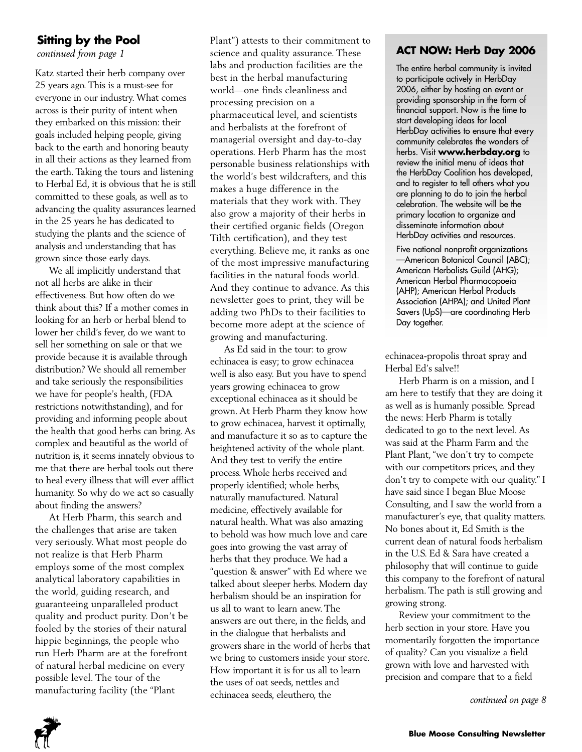## Sitting by the Pool

*continued from page 1*

Katz started their herb company over 25 years ago. This is a must-see for everyone in our industry. What comes across is their purity of intent when they embarked on this mission: their goals included helping people, giving back to the earth and honoring beauty in all their actions as they learned from the earth. Taking the tours and listening to Herbal Ed, it is obvious that he is still committed to these goals, as well as to advancing the quality assurances learned in the 25 years he has dedicated to studying the plants and the science of analysis and understanding that has grown since those early days.

We all implicitly understand that not all herbs are alike in their effectiveness. But how often do we think about this? If a mother comes in looking for an herb or herbal blend to lower her child's fever, do we want to sell her something on sale or that we provide because it is available through distribution? We should all remember and take seriously the responsibilities we have for people's health, (FDA restrictions notwithstanding), and for providing and informing people about the health that good herbs can bring. As complex and beautiful as the world of nutrition is, it seems innately obvious to me that there are herbal tools out there to heal every illness that will ever afflict humanity. So why do we act so casually about finding the answers?

At Herb Pharm, this search and the challenges that arise are taken very seriously. What most people do not realize is that Herb Pharm employs some of the most complex analytical laboratory capabilities in the world, guiding research, and guaranteeing unparalleled product quality and product purity. Don't be fooled by the stories of their natural hippie beginnings, the people who run Herb Pharm are at the forefront of natural herbal medicine on every possible level. The tour of the manufacturing facility (the "Plant Plant") attests to their commitment to science and quality assurance. These labs and production facilities are the best in the herbal manufacturing world—one finds cleanliness and processing precision on a pharmaceutical level, and scientists and herbalists at the forefront of managerial oversight and day-to-day operations. Herb Pharm has the most personable business relationships with the world's best wildcrafters, and this makes a huge difference in the materials that they work with. They also grow a majority of their herbs in their certified organic fields (Oregon Tilth certification), and they test everything. Believe me, it ranks as one of the most impressive manufacturing facilities in the natural foods world. And they continue to advance. As this newsletter goes to print, they will be adding two PhDs to their facilities to become more adept at the science of growing and manufacturing.

As Ed said in the tour: to grow echinacea is easy; to grow echinacea well is also easy. But you have to spend years growing echinacea to grow exceptional echinacea as it should be grown. At Herb Pharm they know how to grow echinacea, harvest it optimally, and manufacture it so as to capture the heightened activity of the whole plant. And they test to verify the entire process. Whole herbs received and properly identified; whole herbs, naturally manufactured. Natural medicine, effectively available for natural health. What was also amazing to behold was how much love and care goes into growing the vast array of herbs that they produce. We had a "question & answer" with Ed where we talked about sleeper herbs. Modern day herbalism should be an inspiration for us all to want to learn anew. The answers are out there, in the fields, and in the dialogue that herbalists and growers share in the world of herbs that we bring to customers inside your store. How important it is for us all to learn the uses of oat seeds, nettles and echinacea seeds, eleuthero, the echinacea-propolis throat spray and Herbal Ed's salve!!

Herb Pharm is on a mission, and I am here to testify that they are doing it as well as is humanly possible. Spread the news: Herb Pharm is totally dedicated to go to the next level. As was said at the Pharm Farm and the Plant Plant, "we don't try to compete with our competitors prices, and they don't try to compete with our quality." I have said since I began Blue Moose Consulting, and I saw the world from a manufacturer's eye, that quality matters. No bones about it, Ed Smith is the current dean of natural foods herbalism in the U.S. Ed & Sara have created a philosophy that will continue to guide this company to the forefront of natural herbalism. The path is still growing and growing strong.

Review your commitment to the herb section in your store. Have you momentarily forgotten the importance of quality? Can you visualize a field grown with love and harvested with precision and compare that to a field

*continued on page 8*

### ACT NOW: Herb Day 2006

The entire herbal community is invited to participate actively in HerbDay 2006, either by hosting an event or providing sponsorship in the form of financial support. Now is the time to start developing ideas for local HerbDay activities to ensure that every community celebrates the wonders of herbs. Visit **www.herbday.org** to review the initial menu of ideas that the HerbDay Coalition has developed, and to register to tell others what you are planning to do to join the herbal celebration. The website will be the primary location to organize and disseminate information about HerbDay activities and resources.

Five national nonprofit organizations—American Botanical Council (ABC); American Herbalists Guild (AHG); American Herbal Pharmacopoeia (AHP); American Herbal Products Association (AHPA); and United Plant Savers (UpS)—are coordinating Herb Day together.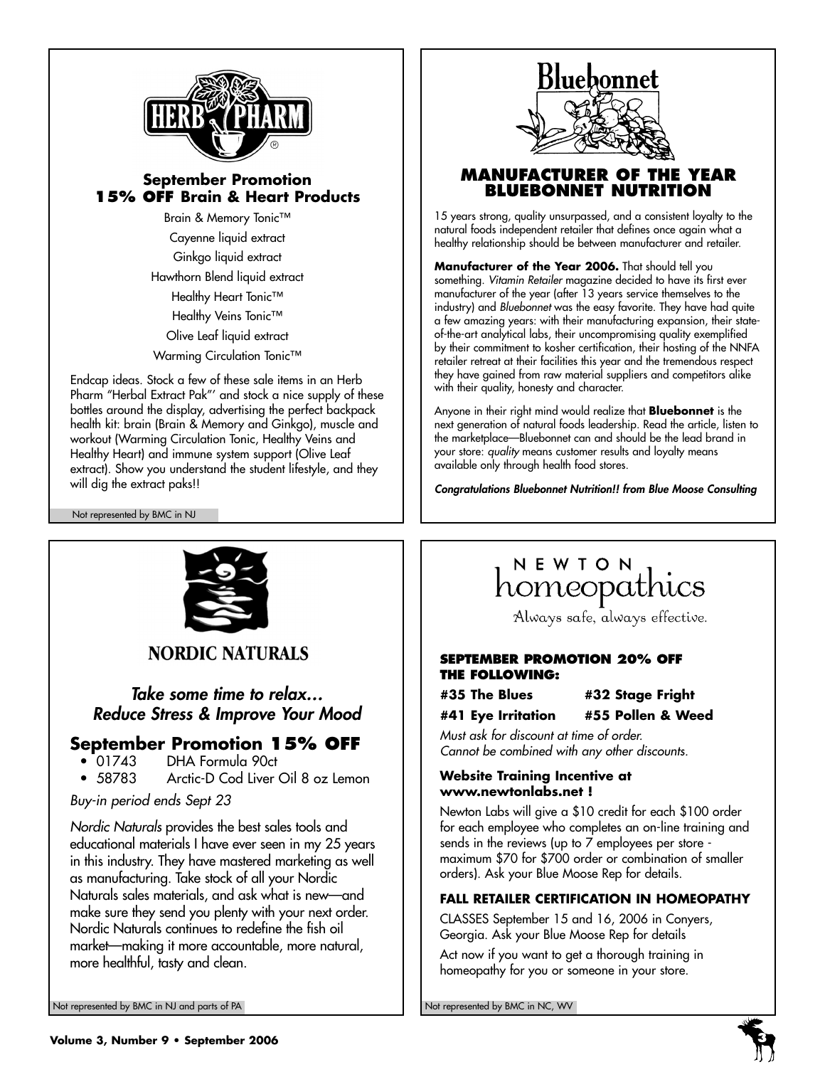HERB PHARM

### September Promotion
### 15% OFF Brain & Heart Products

Brain & Memory Tonic™

Cayenne liquid extract

Ginkgo liquid extract

Hawthorn Blend liquid extract

Healthy Heart Tonic™

Healthy Veins Tonic™

Olive Leaf liquid extract

Warming Circulation Tonic™

Endcap ideas. Stock a few of these sale items in an Herb Pharm "Herbal Extract Pak"' and stock a nice supply of these bottles around the display, advertising the perfect backpack health kit: brain (Brain & Memory and Ginkgo), muscle and workout (Warming Circulation Tonic, Healthy Veins and Healthy Heart) and immune system support (Olive Leaf extract). Show you understand the student lifestyle, and they will dig the extract paks!!

Not represented by BMC in NJ

Bluebonnet

### MANUFACTURER OF THE YEAR BLUEBONNET NUTRITION

15 years strong, quality unsurpassed, and a consistent loyalty to the natural foods independent retailer that defines once again what a healthy relationship should be between manufacturer and retailer.

**Manufacturer of the Year 2006.** That should tell you something. *Vitamin Retailer* magazine decided to have its first ever manufacturer of the year (after 13 years service themselves to the industry) and *Bluebonnet* was the easy favorite. They have had quite a few amazing years: with their manufacturing expansion, their state-of-the-art analytical labs, their uncompromising quality exemplified by their commitment to kosher certification, their hosting of the NNFA retailer retreat at their facilities this year and the tremendous respect they have gained from raw material suppliers and competitors alike with their quality, honesty and character.

Anyone in their right mind would realize that **Bluebonnet** is the next generation of natural foods leadership. Read the article, listen to the marketplace—Bluebonnet can and should be the lead brand in your store: *quality* means customer results and loyalty means available only through health food stores.

***Congratulations Bluebonnet Nutrition!! from Blue Moose Consulting***

NORDIC NATURALS

### *Take some time to relax… Reduce Stress & Improve Your Mood*

### September Promotion 15% OFF

- 01743 DHA Formula 90ct
- 58783 Arctic-D Cod Liver Oil 8 oz Lemon

*Buy-in period ends Sept 23*

*Nordic Naturals* provides the best sales tools and educational materials I have ever seen in my 25 years in this industry. They have mastered marketing as well as manufacturing. Take stock of all your Nordic Naturals sales materials, and ask what is new—and make sure they send you plenty with your next order. Nordic Naturals continues to redefine the fish oil market—making it more accountable, more natural, more healthful, tasty and clean.

Not represented by BMC in NJ and parts of PA

NEWTON homeopathics

Always safe, always effective.

### SEPTEMBER PROMOTION 20% OFF THE FOLLOWING:

**#35 The Blues** **#32 Stage Fright**

**#41 Eye Irritation** **#55 Pollen & Weed**

*Must ask for discount at time of order.*
*Cannot be combined with any other discounts.*

### Website Training Incentive at www.newtonlabs.net !

Newton Labs will give a $10 credit for each $100 order for each employee who completes an on-line training and sends in the reviews (up to 7 employees per store - maximum $70 for $700 order or combination of smaller orders). Ask your Blue Moose Rep for details.

### FALL RETAILER CERTIFICATION IN HOMEOPATHY

CLASSES September 15 and 16, 2006 in Conyers, Georgia. Ask your Blue Moose Rep for details

Act now if you want to get a thorough training in homeopathy for you or someone in your store.

Not represented by BMC in NC, WV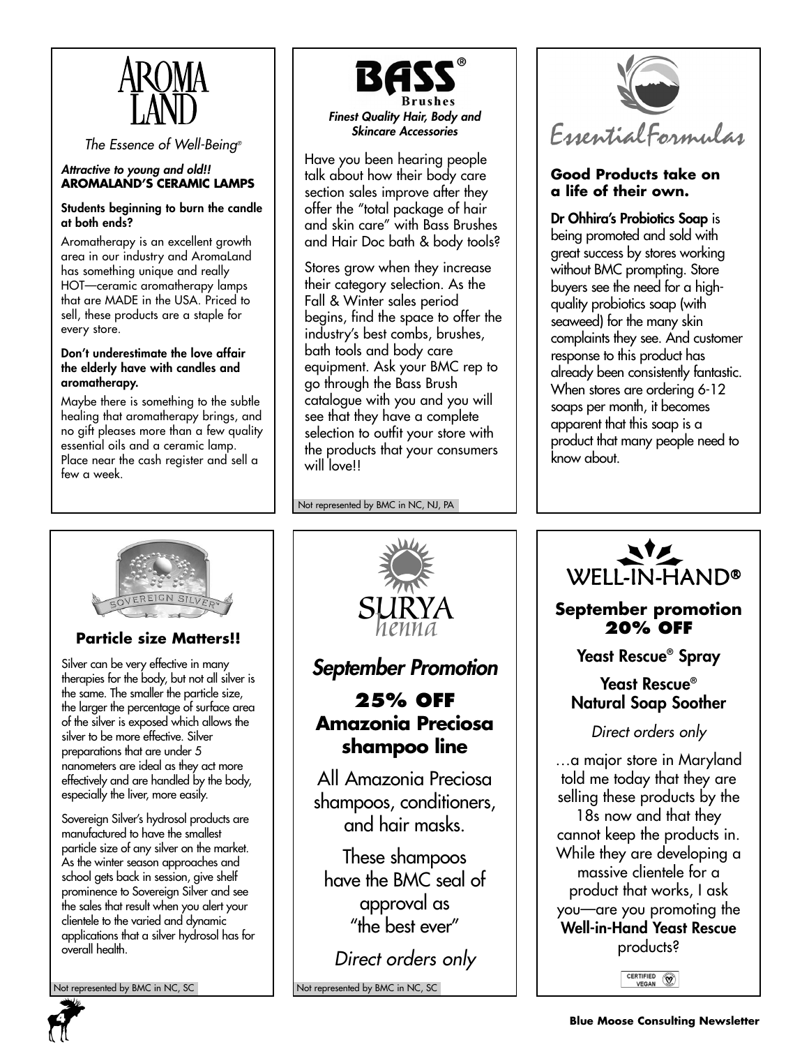## AROMA LAND

*The Essence of Well-Being®*

***Attractive to young and old!!* AROMALAND'S CERAMIC LAMPS**

**Students beginning to burn the candle at both ends?**

Aromatherapy is an excellent growth area in our industry and AromaLand has something unique and really HOT—ceramic aromatherapy lamps that are MADE in the USA. Priced to sell, these products are a staple for every store.

**Don't underestimate the love affair the elderly have with candles and aromatherapy.**

Maybe there is something to the subtle healing that aromatherapy brings, and no gift pleases more than a few quality essential oils and a ceramic lamp. Place near the cash register and sell a few a week.

## BASS® Brushes

***Finest Quality Hair, Body and Skincare Accessories***

Have you been hearing people talk about how their body care section sales improve after they offer the "total package of hair and skin care" with Bass Brushes and Hair Doc bath & body tools?

Stores grow when they increase their category selection. As the Fall & Winter sales period begins, find the space to offer the industry's best combs, brushes, bath tools and body care equipment. Ask your BMC rep to go through the Bass Brush catalogue with you and you will see that they have a complete selection to outfit your store with the products that your consumers will love!!

Not represented by BMC in NC, NJ, PA

## Essential Formulas

**Good Products take on a life of their own.**

**Dr Ohhira's Probiotics Soap** is being promoted and sold with great success by stores working without BMC prompting. Store buyers see the need for a high-quality probiotics soap (with seaweed) for the many skin complaints they see. And customer response to this product has already been consistently fantastic. When stores are ordering 6-12 soaps per month, it becomes apparent that this soap is a product that many people need to know about.

## SOVEREIGN SILVER™

**Particle size Matters!!**

Silver can be very effective in many therapies for the body, but not all silver is the same. The smaller the particle size, the larger the percentage of surface area of the silver is exposed which allows the silver to be more effective. Silver preparations that are under 5 nanometers are ideal as they act more effectively and are handled by the body, especially the liver, more easily.

Sovereign Silver's hydrosol products are manufactured to have the smallest particle size of any silver on the market. As the winter season approaches and school gets back in session, give shelf prominence to Sovereign Silver and see the sales that result when you alert your clientele to the varied and dynamic applications that a silver hydrosol has for overall health.

Not represented by BMC in NC, SC

## SURYA henna

***September Promotion***

**25% OFF Amazonia Preciosa shampoo line**

All Amazonia Preciosa shampoos, conditioners, and hair masks.

These shampoos have the BMC seal of approval as "the best ever"

*Direct orders only*

Not represented by BMC in NC, SC

## WELL-IN-HAND®

**September promotion 20% OFF**

**Yeast Rescue® Spray**

**Yeast Rescue® Natural Soap Soother**

*Direct orders only*

…a major store in Maryland told me today that they are selling these products by the 18s now and that they cannot keep the products in. While they are developing a massive clientele for a product that works, I ask you—are you promoting the **Well-in-Hand Yeast Rescue** products?

CERTIFIED VEGAN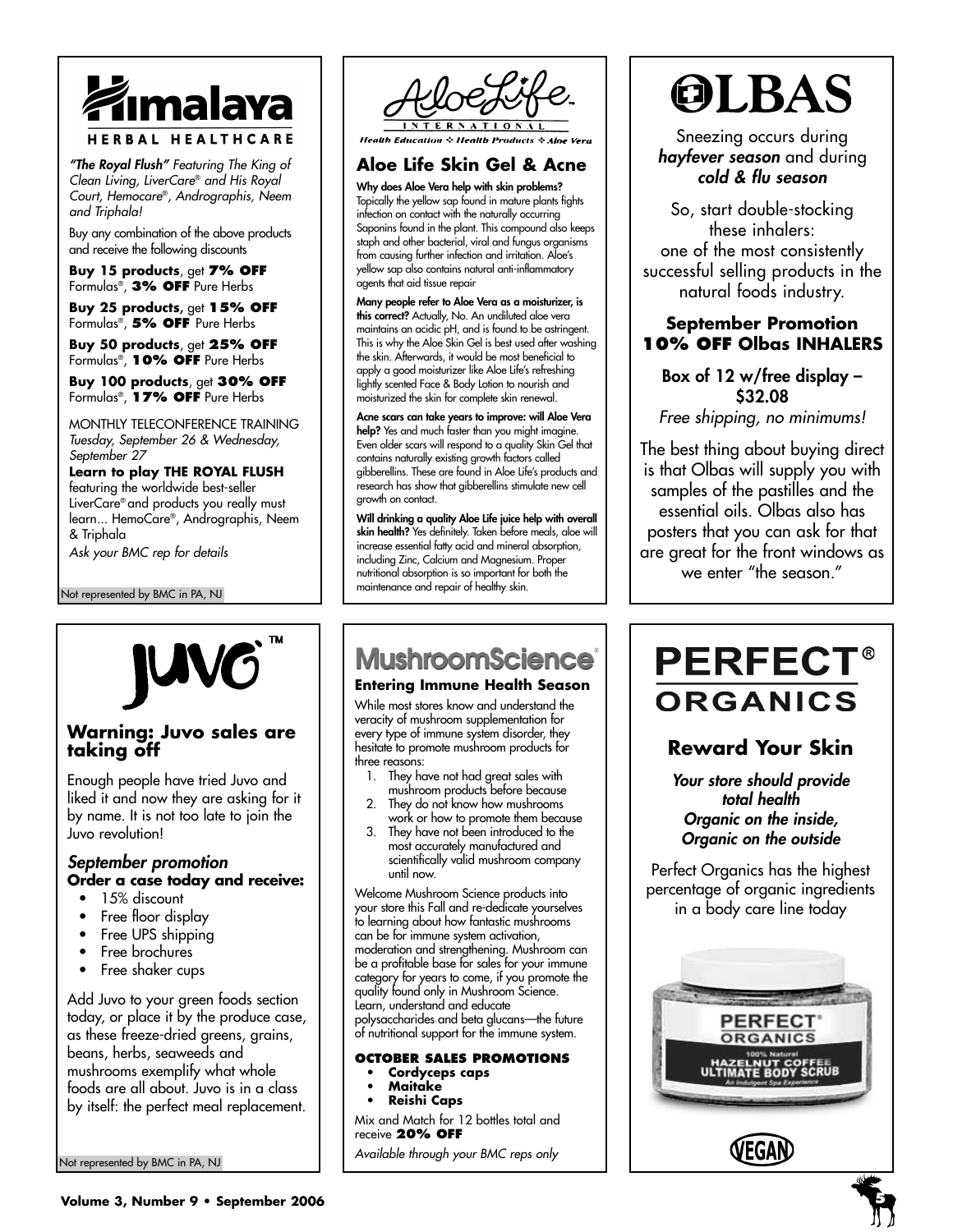# Himalaya

HERBAL HEALTHCARE

*"The Royal Flush" Featuring The King of Clean Living, LiverCare® and His Royal Court, Hemocare®, Andrographis, Neem and Triphala!*

Buy any combination of the above products and receive the following discounts

**Buy 15 products**, get **7% OFF** Formulas®, **3% OFF** Pure Herbs

**Buy 25 products**, get **15% OFF** Formulas®, **5% OFF** Pure Herbs

**Buy 50 products**, get **25% OFF** Formulas®, **10% OFF** Pure Herbs

**Buy 100 products**, get **30% OFF** Formulas®, **17% OFF** Pure Herbs

MONTHLY TELECONFERENCE TRAINING
*Tuesday, September 26 & Wednesday, September 27*

**Learn to play THE ROYAL FLUSH** featuring the worldwide best-seller LiverCare® and products you really must learn... HemoCare®, Andrographis, Neem & Triphala

*Ask your BMC rep for details*

Not represented by BMC in PA, NJ

# AloeLife

INTERNATIONAL

*Health Education ❖ Health Products ❖ Aloe Vera*

## Aloe Life Skin Gel & Acne

**Why does Aloe Vera help with skin problems?** Topically the yellow sap found in mature plants fights infection on contact with the naturally occurring Saponins found in the plant. This compound also keeps staph and other bacterial, viral and fungus organisms from causing further infection and irritation. Aloe's yellow sap also contains natural anti-inflammatory agents that aid tissue repair

**Many people refer to Aloe Vera as a moisturizer, is this correct?** Actually, No. An undiluted aloe vera maintains an acidic pH, and is found to be astringent. This is why the Aloe Skin Gel is best used after washing the skin. Afterwards, it would be most beneficial to apply a good moisturizer like Aloe Life's refreshing lightly scented Face & Body Lotion to nourish and moisturized the skin for complete skin renewal.

**Acne scars can take years to improve: will Aloe Vera help?** Yes and much faster than you might imagine. Even older scars will respond to a quality Skin Gel that contains naturally existing growth factors called gibberellins. These are found in Aloe Life's products and research has show that gibberellins stimulate new cell growth on contact.

**Will drinking a quality Aloe Life juice help with overall skin health?** Yes definitely. Taken before meals, aloe will increase essential fatty acid and mineral absorption, including Zinc, Calcium and Magnesium. Proper nutritional absorption is so important for both the maintenance and repair of healthy skin.

# OLBAS

Sneezing occurs during ***hayfever season*** and during ***cold & flu season***

So, start double-stocking these inhalers: one of the most consistently successful selling products in the natural foods industry.

**September Promotion**
**10% OFF Olbas INHALERS**

**Box of 12 w/free display – $32.08**

*Free shipping, no minimums!*

The best thing about buying direct is that Olbas will supply you with samples of the pastilles and the essential oils. Olbas also has posters that you can ask for that are great for the front windows as we enter "the season."

# JUVO™

## Warning: Juvo sales are taking off

Enough people have tried Juvo and liked it and now they are asking for it by name. It is not too late to join the Juvo revolution!

### *September promotion*

**Order a case today and receive:**

- 15% discount
- Free floor display
- Free UPS shipping
- Free brochures
- Free shaker cups

Add Juvo to your green foods section today, or place it by the produce case, as these freeze-dried greens, grains, beans, herbs, seaweeds and mushrooms exemplify what whole foods are all about. Juvo is in a class by itself: the perfect meal replacement.

Not represented by BMC in PA, NJ

# MushroomScience®

## Entering Immune Health Season

While most stores know and understand the veracity of mushroom supplementation for every type of immune system disorder, they hesitate to promote mushroom products for three reasons:

1. They have not had great sales with mushroom products before because
2. They do not know how mushrooms work or how to promote them because
3. They have not been introduced to the most accurately manufactured and scientifically valid mushroom company until now.

Welcome Mushroom Science products into your store this Fall and re-dedicate yourselves to learning about how fantastic mushrooms can be for immune system activation, moderation and strengthening. Mushroom can be a profitable base for sales for your immune category for years to come, if you promote the quality found only in Mushroom Science. Learn, understand and educate polysaccharides and beta glucans—the future of nutritional support for the immune system.

**OCTOBER SALES PROMOTIONS**

- **Cordyceps caps**
- **Maitake**
- **Reishi Caps**

Mix and Match for 12 bottles total and receive **20% OFF**

*Available through your BMC reps only*

# PERFECT® ORGANICS

## Reward Your Skin

***Your store should provide total health***
***Organic on the inside, Organic on the outside***

Perfect Organics has the highest percentage of organic ingredients in a body care line today

PERFECT® ORGANICS
100% Natural
HAZELNUT COFFEE
ULTIMATE BODY SCRUB
An Indulgent Spa Experience

VEGAN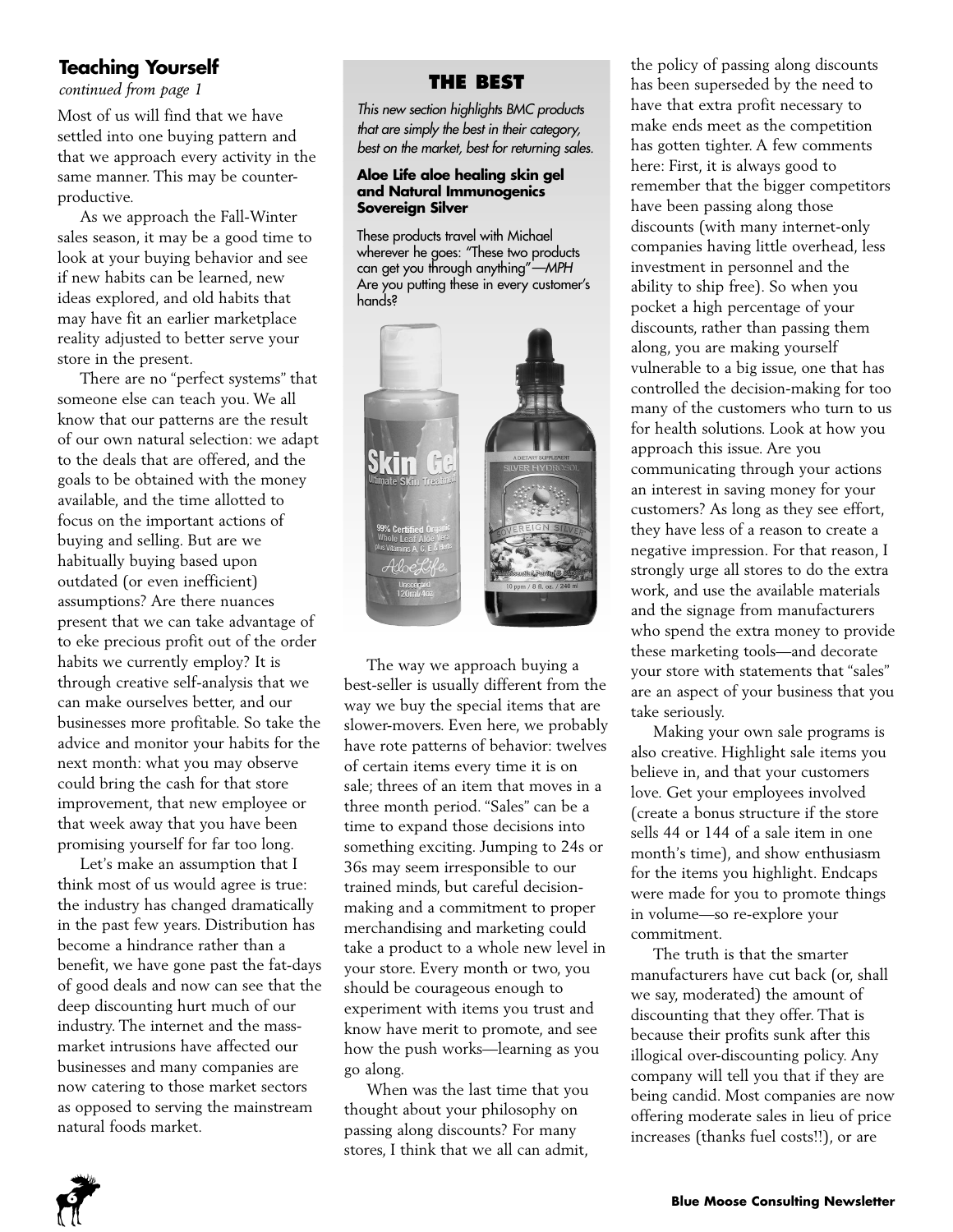## Teaching Yourself

*continued from page 1*

Most of us will find that we have settled into one buying pattern and that we approach every activity in the same manner. This may be counter-productive.

As we approach the Fall-Winter sales season, it may be a good time to look at your buying behavior and see if new habits can be learned, new ideas explored, and old habits that may have fit an earlier marketplace reality adjusted to better serve your store in the present.

There are no "perfect systems" that someone else can teach you. We all know that our patterns are the result of our own natural selection: we adapt to the deals that are offered, and the goals to be obtained with the money available, and the time allotted to focus on the important actions of buying and selling. But are we habitually buying based upon outdated (or even inefficient) assumptions? Are there nuances present that we can take advantage of to eke precious profit out of the order habits we currently employ? It is through creative self-analysis that we can make ourselves better, and our businesses more profitable. So take the advice and monitor your habits for the next month: what you may observe could bring the cash for that store improvement, that new employee or that week away that you have been promising yourself for far too long.

Let's make an assumption that I think most of us would agree is true: the industry has changed dramatically in the past few years. Distribution has become a hindrance rather than a benefit, we have gone past the fat-days of good deals and now can see that the deep discounting hurt much of our industry. The internet and the mass-market intrusions have affected our businesses and many companies are now catering to those market sectors as opposed to serving the mainstream natural foods market.

The way we approach buying a best-seller is usually different from the way we buy the special items that are slower-movers. Even here, we probably have rote patterns of behavior: twelves of certain items every time it is on sale; threes of an item that moves in a three month period. "Sales" can be a time to expand those decisions into something exciting. Jumping to 24s or 36s may seem irresponsible to our trained minds, but careful decision-making and a commitment to proper merchandising and marketing could take a product to a whole new level in your store. Every month or two, you should be courageous enough to experiment with items you trust and know have merit to promote, and see how the push works—learning as you go along.

When was the last time that you thought about your philosophy on passing along discounts? For many stores, I think that we all can admit, the policy of passing along discounts has been superseded by the need to have that extra profit necessary to make ends meet as the competition has gotten tighter. A few comments here: First, it is always good to remember that the bigger competitors have been passing along those discounts (with many internet-only companies having little overhead, less investment in personnel and the ability to ship free). So when you pocket a high percentage of your discounts, rather than passing them along, you are making yourself vulnerable to a big issue, one that has controlled the decision-making for too many of the customers who turn to us for health solutions. Look at how you approach this issue. Are you communicating through your actions an interest in saving money for your customers? As long as they see effort, they have less of a reason to create a negative impression. For that reason, I strongly urge all stores to do the extra work, and use the available materials and the signage from manufacturers who spend the extra money to provide these marketing tools—and decorate your store with statements that "sales" are an aspect of your business that you take seriously.

Making your own sale programs is also creative. Highlight sale items you believe in, and that your customers love. Get your employees involved (create a bonus structure if the store sells 44 or 144 of a sale item in one month's time), and show enthusiasm for the items you highlight. Endcaps were made for you to promote things in volume—so re-explore your commitment.

The truth is that the smarter manufacturers have cut back (or, shall we say, moderated) the amount of discounting that they offer. That is because their profits sunk after this illogical over-discounting policy. Any company will tell you that if they are being candid. Most companies are now offering moderate sales in lieu of price increases (thanks fuel costs!!), or are

### THE BEST

*This new section highlights BMC products that are simply the best in their category, best on the market, best for returning sales.*

**Aloe Life aloe healing skin gel and Natural Immunogenics Sovereign Silver**

These products travel with Michael wherever he goes: "These two products can get you through anything"—*MPH*
Are you putting these in every customer's hands?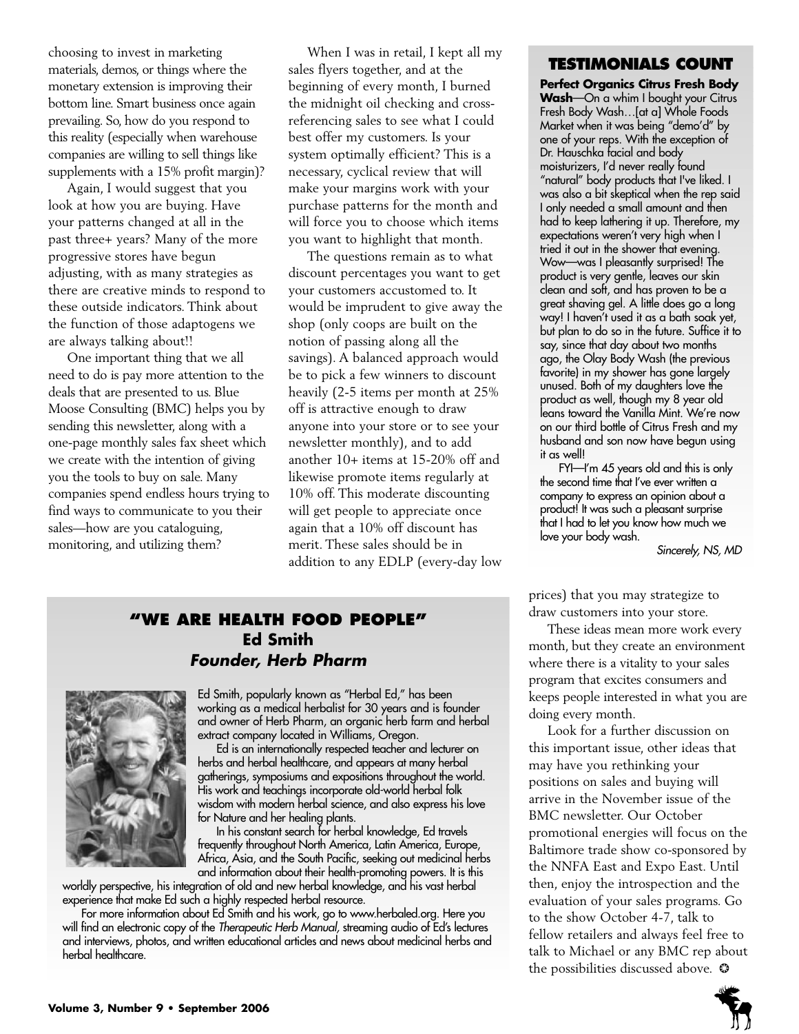choosing to invest in marketing materials, demos, or things where the monetary extension is improving their bottom line. Smart business once again prevailing. So, how do you respond to this reality (especially when warehouse companies are willing to sell things like supplements with a 15% profit margin)?

Again, I would suggest that you look at how you are buying. Have your patterns changed at all in the past three+ years? Many of the more progressive stores have begun adjusting, with as many strategies as there are creative minds to respond to these outside indicators. Think about the function of those adaptogens we are always talking about!!

One important thing that we all need to do is pay more attention to the deals that are presented to us. Blue Moose Consulting (BMC) helps you by sending this newsletter, along with a one-page monthly sales fax sheet which we create with the intention of giving you the tools to buy on sale. Many companies spend endless hours trying to find ways to communicate to you their sales—how are you cataloguing, monitoring, and utilizing them?

When I was in retail, I kept all my sales flyers together, and at the beginning of every month, I burned the midnight oil checking and cross-referencing sales to see what I could best offer my customers. Is your system optimally efficient? This is a necessary, cyclical review that will make your margins work with your purchase patterns for the month and will force you to choose which items you want to highlight that month.

The questions remain as to what discount percentages you want to get your customers accustomed to. It would be imprudent to give away the shop (only coops are built on the notion of passing along all the savings). A balanced approach would be to pick a few winners to discount heavily (2-5 items per month at 25% off is attractive enough to draw anyone into your store or to see your newsletter monthly), and to add another 10+ items at 15-20% off and likewise promote items regularly at 10% off. This moderate discounting will get people to appreciate once again that a 10% off discount has merit. These sales should be in addition to any EDLP (every-day low prices) that you may strategize to draw customers into your store.

These ideas mean more work every month, but they create an environment where there is a vitality to your sales program that excites consumers and keeps people interested in what you are doing every month.

Look for a further discussion on this important issue, other ideas that may have you rethinking your positions on sales and buying will arrive in the November issue of the BMC newsletter. Our October promotional energies will focus on the Baltimore trade show co-sponsored by the NNFA East and Expo East. Until then, enjoy the introspection and the evaluation of your sales programs. Go to the show October 4-7, talk to fellow retailers and always feel free to talk to Michael or any BMC rep about the possibilities discussed above. ✪

## TESTIMONIALS COUNT

**Perfect Organics Citrus Fresh Body Wash**—On a whim I bought your Citrus Fresh Body Wash…[at a] Whole Foods Market when it was being "demo'd" by one of your reps. With the exception of Dr. Hauschka facial and body moisturizers, I'd never really found "natural" body products that I've liked. I was also a bit skeptical when the rep said I only needed a small amount and then had to keep lathering it up. Therefore, my expectations weren't very high when I tried it out in the shower that evening. Wow—was I pleasantly surprised! The product is very gentle, leaves our skin clean and soft, and has proven to be a great shaving gel. A little does go a long way! I haven't used it as a bath soak yet, but plan to do so in the future. Suffice it to say, since that day about two months ago, the Olay Body Wash (the previous favorite) in my shower has gone largely unused. Both of my daughters love the product as well, though my 8 year old leans toward the Vanilla Mint. We're now on our third bottle of Citrus Fresh and my husband and son now have begun using it as well!

FYI—I'm 45 years old and this is only the second time that I've ever written a company to express an opinion about a product! It was such a pleasant surprise that I had to let you know how much we love your body wash.

*Sincerely, NS, MD*

## "WE ARE HEALTH FOOD PEOPLE"
### Ed Smith
### *Founder, Herb Pharm*

Ed Smith, popularly known as "Herbal Ed," has been working as a medical herbalist for 30 years and is founder and owner of Herb Pharm, an organic herb farm and herbal extract company located in Williams, Oregon.

Ed is an internationally respected teacher and lecturer on herbs and herbal healthcare, and appears at many herbal gatherings, symposiums and expositions throughout the world. His work and teachings incorporate old-world herbal folk wisdom with modern herbal science, and also express his love for Nature and her healing plants.

In his constant search for herbal knowledge, Ed travels frequently throughout North America, Latin America, Europe, Africa, Asia, and the South Pacific, seeking out medicinal herbs and information about their health-promoting powers. It is this worldly perspective, his integration of old and new herbal knowledge, and his vast herbal experience that make Ed such a highly respected herbal resource.

For more information about Ed Smith and his work, go to www.herbaled.org. Here you will find an electronic copy of the *Therapeutic Herb Manual*, streaming audio of Ed's lectures and interviews, photos, and written educational articles and news about medicinal herbs and herbal healthcare.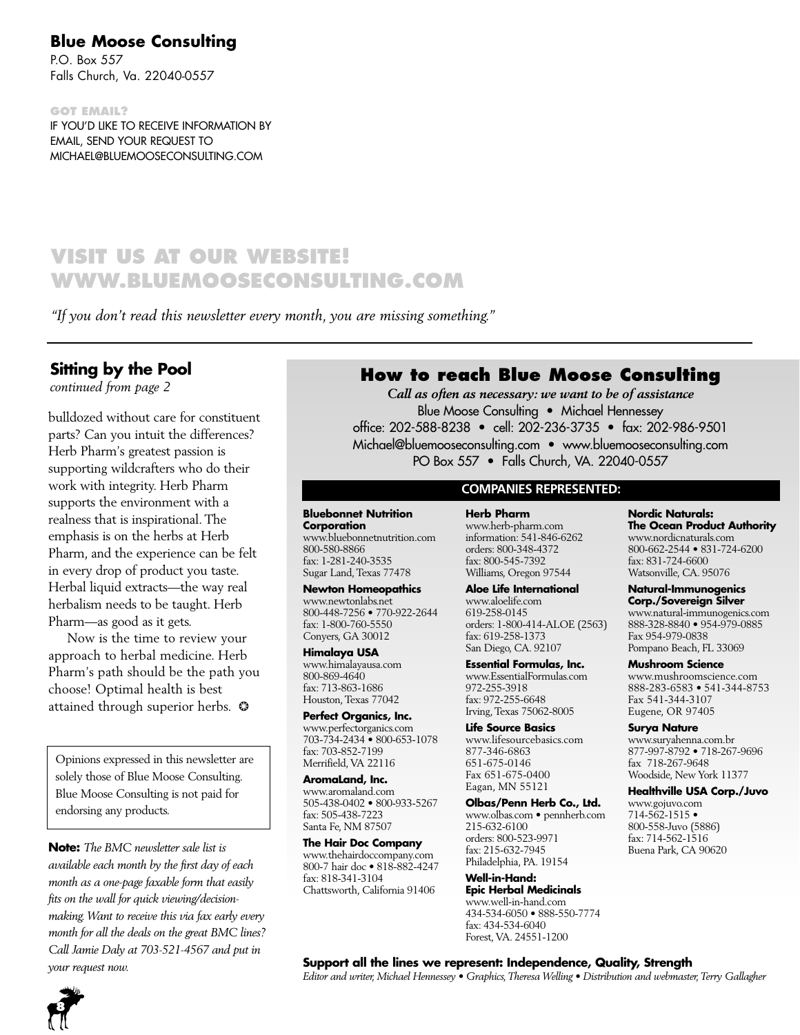## Blue Moose Consulting

P.O. Box 557
Falls Church, Va. 22040-0557

**GOT EMAIL?**
IF YOU'D LIKE TO RECEIVE INFORMATION BY EMAIL, SEND YOUR REQUEST TO MICHAEL@BLUEMOOSECONSULTING.COM

## VISIT US AT OUR WEBSITE! WWW.BLUEMOOSECONSULTING.COM

*"If you don't read this newsletter every month, you are missing something."*

## Sitting by the Pool

*continued from page 2*

bulldozed without care for constituent parts? Can you intuit the differences? Herb Pharm's greatest passion is supporting wildcrafters who do their work with integrity. Herb Pharm supports the environment with a realness that is inspirational. The emphasis is on the herbs at Herb Pharm, and the experience can be felt in every drop of product you taste. Herbal liquid extracts—the way real herbalism needs to be taught. Herb Pharm—as good as it gets.

Now is the time to review your approach to herbal medicine. Herb Pharm's path should be the path you choose! Optimal health is best attained through superior herbs. ✪

Opinions expressed in this newsletter are solely those of Blue Moose Consulting. Blue Moose Consulting is not paid for endorsing any products.

**Note:** *The BMC newsletter sale list is available each month by the first day of each month as a one-page faxable form that easily fits on the wall for quick viewing/decision-making. Want to receive this via fax early every month for all the deals on the great BMC lines? Call Jamie Daly at 703-521-4567 and put in your request now.*

## How to reach Blue Moose Consulting

***Call as often as necessary: we want to be of assistance***

Blue Moose Consulting • Michael Hennessey
office: 202-588-8238 • cell: 202-236-3735 • fax: 202-986-9501
Michael@bluemooseconsulting.com • www.bluemooseconsulting.com
PO Box 557 • Falls Church, VA. 22040-0557

### COMPANIES REPRESENTED:

**Bluebonnet Nutrition Corporation**
www.bluebonnetnutrition.com
800-580-8866
fax: 1-281-240-3535
Sugar Land, Texas 77478

**Newton Homeopathics**
www.newtonlabs.net
800-448-7256 • 770-922-2644
fax: 1-800-760-5550
Conyers, GA 30012

**Himalaya USA**
www.himalayausa.com
800-869-4640
fax: 713-863-1686
Houston, Texas 77042

**Perfect Organics, Inc.**
www.perfectorganics.com
703-734-2434 • 800-653-1078
fax: 703-852-7199
Merrifield, VA 22116

**AromaLand, Inc.**
www.aromaland.com
505-438-0402 • 800-933-5267
fax: 505-438-7223
Santa Fe, NM 87507

**The Hair Doc Company**
www.thehairdoccompany.com
800-7 hair doc • 818-882-4247
fax: 818-341-3104
Chattsworth, California 91406

**Herb Pharm**
www.herb-pharm.com
information: 541-846-6262
orders: 800-348-4372
fax: 800-545-7392
Williams, Oregon 97544

**Aloe Life International**
www.aloelife.com
619-258-0145
orders: 1-800-414-ALOE (2563)
fax: 619-258-1373
San Diego, CA. 92107

**Essential Formulas, Inc.**
www.EssentialFormulas.com
972-255-3918
fax: 972-255-6648
Irving, Texas 75062-8005

**Life Source Basics**
www.lifesourcebasics.com
877-346-6863
651-675-0146
Fax 651-675-0400
Eagan, MN 55121

**Olbas/Penn Herb Co., Ltd.**
www.olbas.com • pennherb.com
215-632-6100
orders: 800-523-9971
fax: 215-632-7945
Philadelphia, PA. 19154

**Well-in-Hand: Epic Herbal Medicinals**
www.well-in-hand.com
434-534-6050 • 888-550-7774
fax: 434-534-6040
Forest, VA. 24551-1200

**Nordic Naturals: The Ocean Product Authority**
www.nordicnaturals.com
800-662-2544 • 831-724-6200
fax: 831-724-6600
Watsonville, CA. 95076

**Natural-Immunogenics Corp./Sovereign Silver**
www.natural-immunogenics.com
888-328-8840 • 954-979-0885
Fax 954-979-0838
Pompano Beach, FL 33069

**Mushroom Science**
www.mushroomscience.com
888-283-6583 • 541-344-8753
Fax 541-344-3107
Eugene, OR 97405

**Surya Nature**
www.suryahenna.com.br
877-997-8792 • 718-267-9696
fax 718-267-9648
Woodside, New York 11377

**Healthville USA Corp./Juvo**
www.gojuvo.com
714-562-1515 •
800-558-Juvo (5886)
fax: 714-562-1516
Buena Park, CA 90620

**Support all the lines we represent: Independence, Quality, Strength**

*Editor and writer, Michael Hennessey • Graphics, Theresa Welling • Distribution and webmaster, Terry Gallagher*